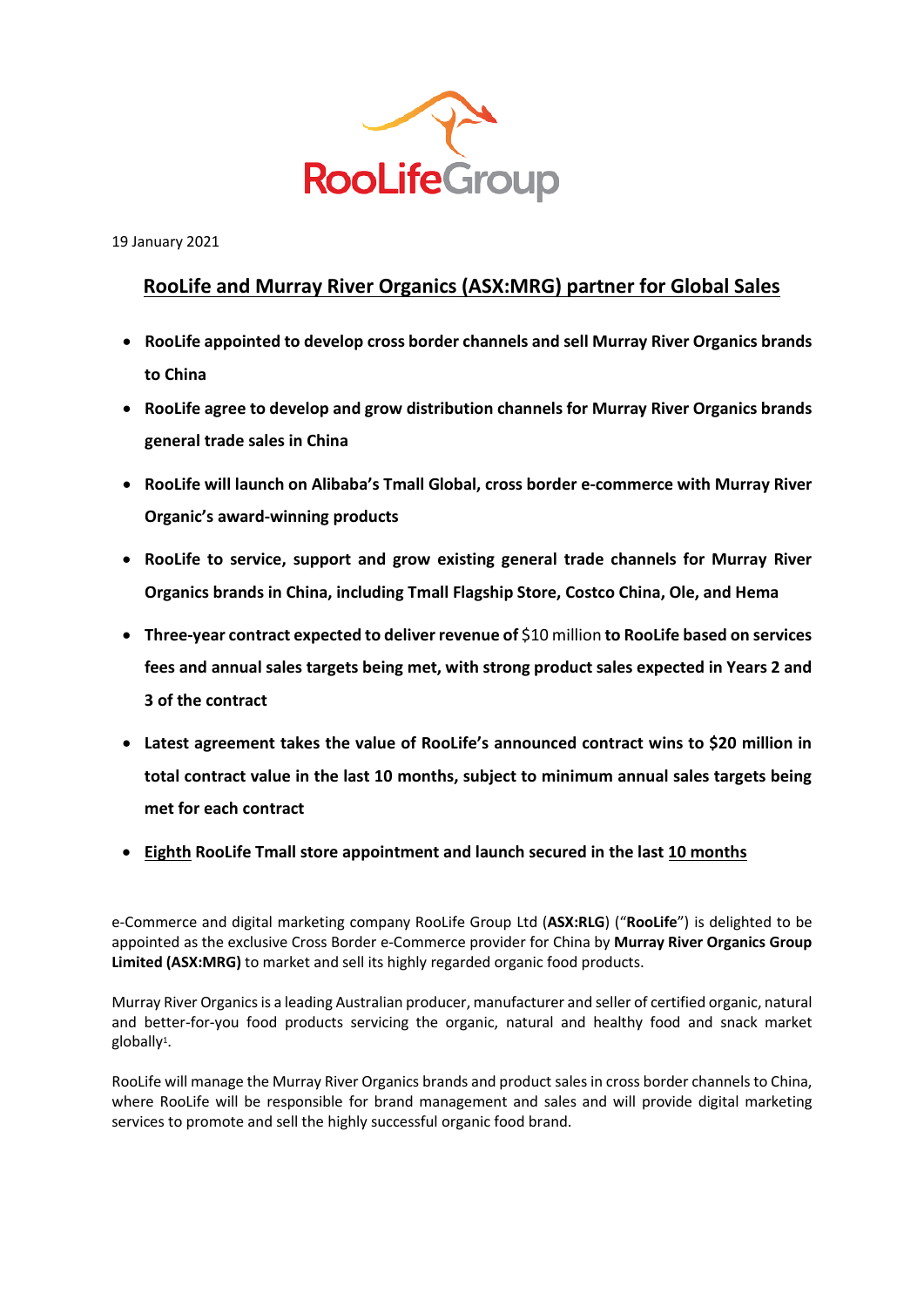RooLifeGroup

19 January 2021

## RooLife and Murray River Organics (ASX:MRG) partner for Global Sales

- **RooLife appointed to develop cross border channels and sell Murray River Organics brands to China**
- **RooLife agree to develop and grow distribution channels for Murray River Organics brands general trade sales in China**
- **RooLife will launch on Alibaba's Tmall Global, cross border e-commerce with Murray River Organic's award-winning products**
- **RooLife to service, support and grow existing general trade channels for Murray River Organics brands in China, including Tmall Flagship Store, Costco China, Ole, and Hema**
- **Three-year contract expected to deliver revenue of** $10 million **to RooLife based on services fees and annual sales targets being met, with strong product sales expected in Years 2 and 3 of the contract**
- **Latest agreement takes the value of RooLife's announced contract wins to $20 million in total contract value in the last 10 months, subject to minimum annual sales targets being met for each contract**
- **<u>Eighth</u> RooLife Tmall store appointment and launch secured in the last <u>10 months</u>**

e-Commerce and digital marketing company RooLife Group Ltd (**ASX:RLG**) ("**RooLife**") is delighted to be appointed as the exclusive Cross Border e-Commerce provider for China by **Murray River Organics Group Limited (ASX:MRG)** to market and sell its highly regarded organic food products.

Murray River Organics is a leading Australian producer, manufacturer and seller of certified organic, natural and better-for-you food products servicing the organic, natural and healthy food and snack market globally[1].

RooLife will manage the Murray River Organics brands and product sales in cross border channels to China, where RooLife will be responsible for brand management and sales and will provide digital marketing services to promote and sell the highly successful organic food brand.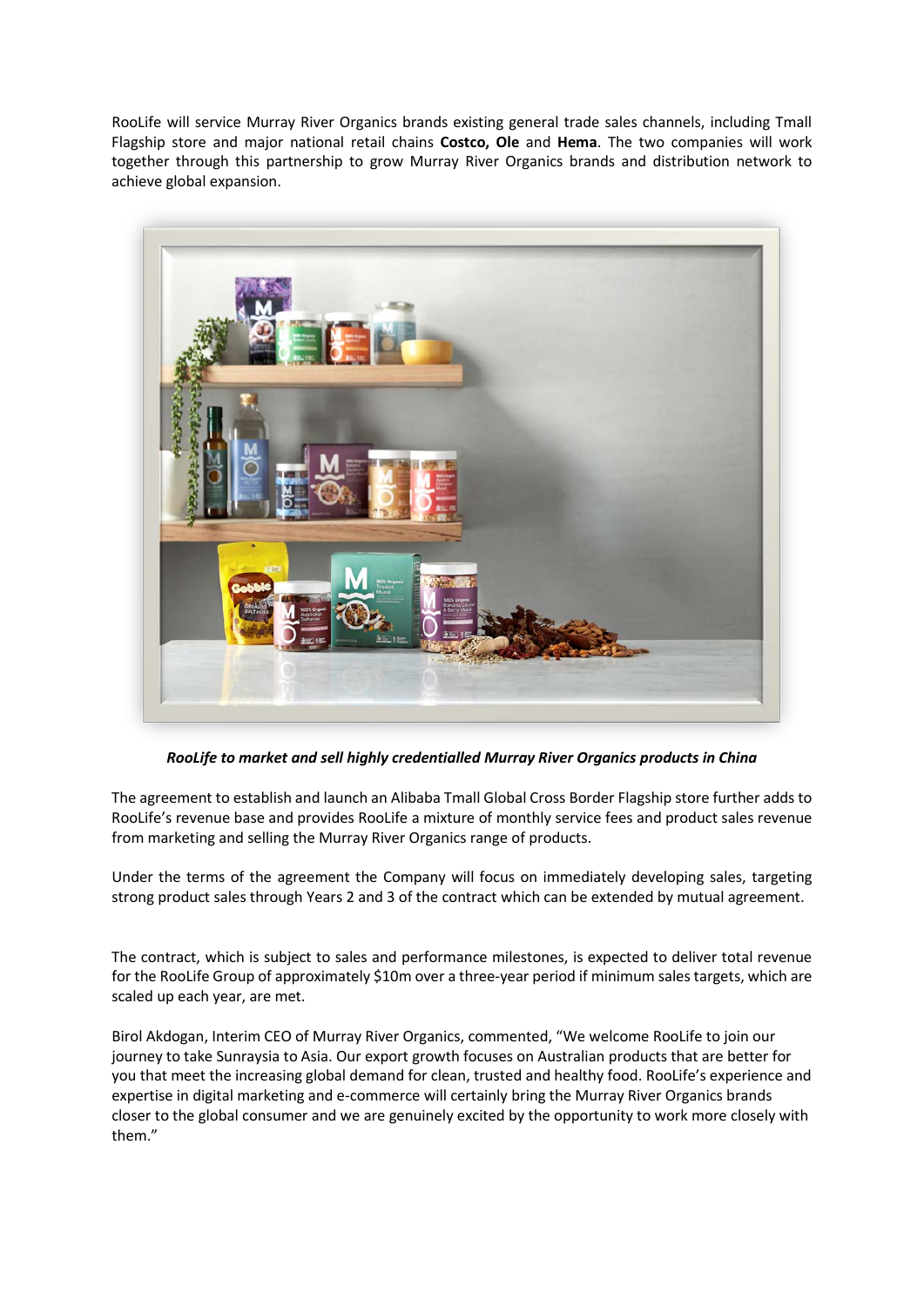RooLife will service Murray River Organics brands existing general trade sales channels, including Tmall Flagship store and major national retail chains **Costco, Ole** and **Hema**. The two companies will work together through this partnership to grow Murray River Organics brands and distribution network to achieve global expansion.

***RooLife to market and sell highly credentialled Murray River Organics products in China***

The agreement to establish and launch an Alibaba Tmall Global Cross Border Flagship store further adds to RooLife's revenue base and provides RooLife a mixture of monthly service fees and product sales revenue from marketing and selling the Murray River Organics range of products.

Under the terms of the agreement the Company will focus on immediately developing sales, targeting strong product sales through Years 2 and 3 of the contract which can be extended by mutual agreement.

The contract, which is subject to sales and performance milestones, is expected to deliver total revenue for the RooLife Group of approximately $10m over a three-year period if minimum sales targets, which are scaled up each year, are met.

Birol Akdogan, Interim CEO of Murray River Organics, commented, "We welcome RooLife to join our journey to take Sunraysia to Asia. Our export growth focuses on Australian products that are better for you that meet the increasing global demand for clean, trusted and healthy food. RooLife's experience and expertise in digital marketing and e-commerce will certainly bring the Murray River Organics brands closer to the global consumer and we are genuinely excited by the opportunity to work more closely with them."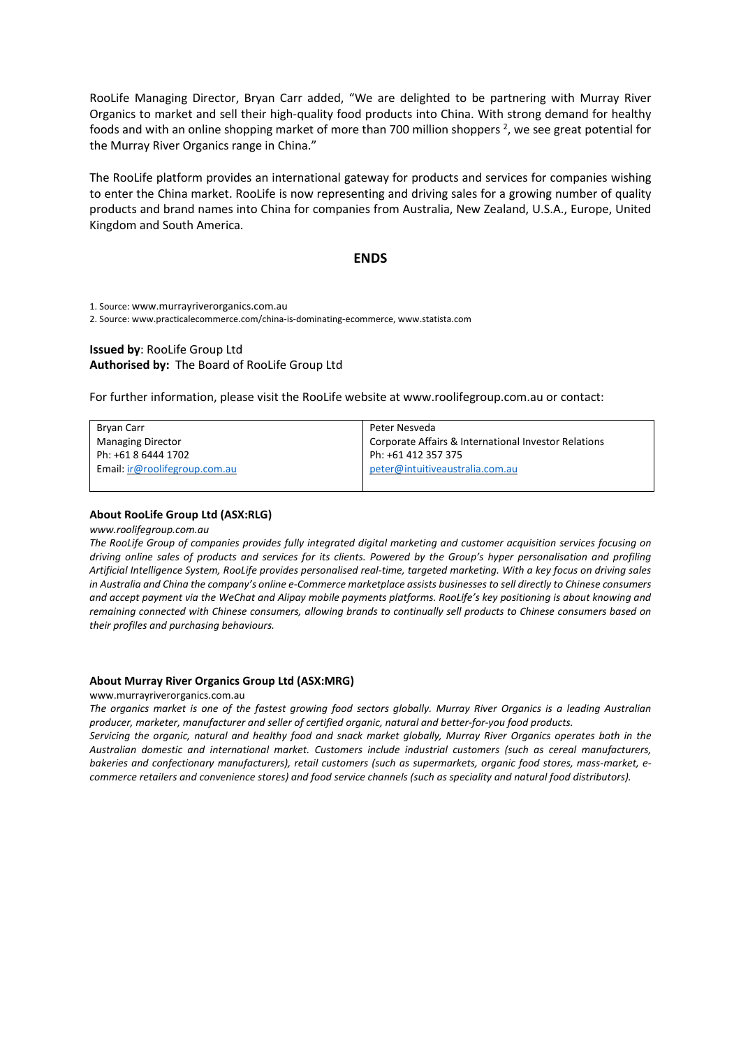RooLife Managing Director, Bryan Carr added, "We are delighted to be partnering with Murray River Organics to market and sell their high-quality food products into China. With strong demand for healthy foods and with an online shopping market of more than 700 million shoppers [2], we see great potential for the Murray River Organics range in China."

The RooLife platform provides an international gateway for products and services for companies wishing to enter the China market. RooLife is now representing and driving sales for a growing number of quality products and brand names into China for companies from Australia, New Zealand, U.S.A., Europe, United Kingdom and South America.

**ENDS**

1. Source: www.murrayriverorganics.com.au
2. Source: www.practicalecommerce.com/china-is-dominating-ecommerce, www.statista.com

**Issued by**: RooLife Group Ltd
**Authorised by:** The Board of RooLife Group Ltd

For further information, please visit the RooLife website at www.roolifegroup.com.au or contact:

| | |
|---|---|
| Bryan Carr<br>Managing Director<br>Ph: +61 8 6444 1702<br>Email: ir@roolifegroup.com.au | Peter Nesveda<br>Corporate Affairs & International Investor Relations<br>Ph: +61 412 357 375<br>peter@intuitiveaustralia.com.au |

**About RooLife Group Ltd (ASX:RLG)**

*www.roolifegroup.com.au*

*The RooLife Group of companies provides fully integrated digital marketing and customer acquisition services focusing on driving online sales of products and services for its clients. Powered by the Group's hyper personalisation and profiling Artificial Intelligence System, RooLife provides personalised real-time, targeted marketing. With a key focus on driving sales in Australia and China the company's online e-Commerce marketplace assists businesses to sell directly to Chinese consumers and accept payment via the WeChat and Alipay mobile payments platforms. RooLife's key positioning is about knowing and remaining connected with Chinese consumers, allowing brands to continually sell products to Chinese consumers based on their profiles and purchasing behaviours.*

**About Murray River Organics Group Ltd (ASX:MRG)**

www.murrayriverorganics.com.au

*The organics market is one of the fastest growing food sectors globally. Murray River Organics is a leading Australian producer, marketer, manufacturer and seller of certified organic, natural and better-for-you food products.*

*Servicing the organic, natural and healthy food and snack market globally, Murray River Organics operates both in the Australian domestic and international market. Customers include industrial customers (such as cereal manufacturers, bakeries and confectionary manufacturers), retail customers (such as supermarkets, organic food stores, mass-market, e-commerce retailers and convenience stores) and food service channels (such as speciality and natural food distributors).*